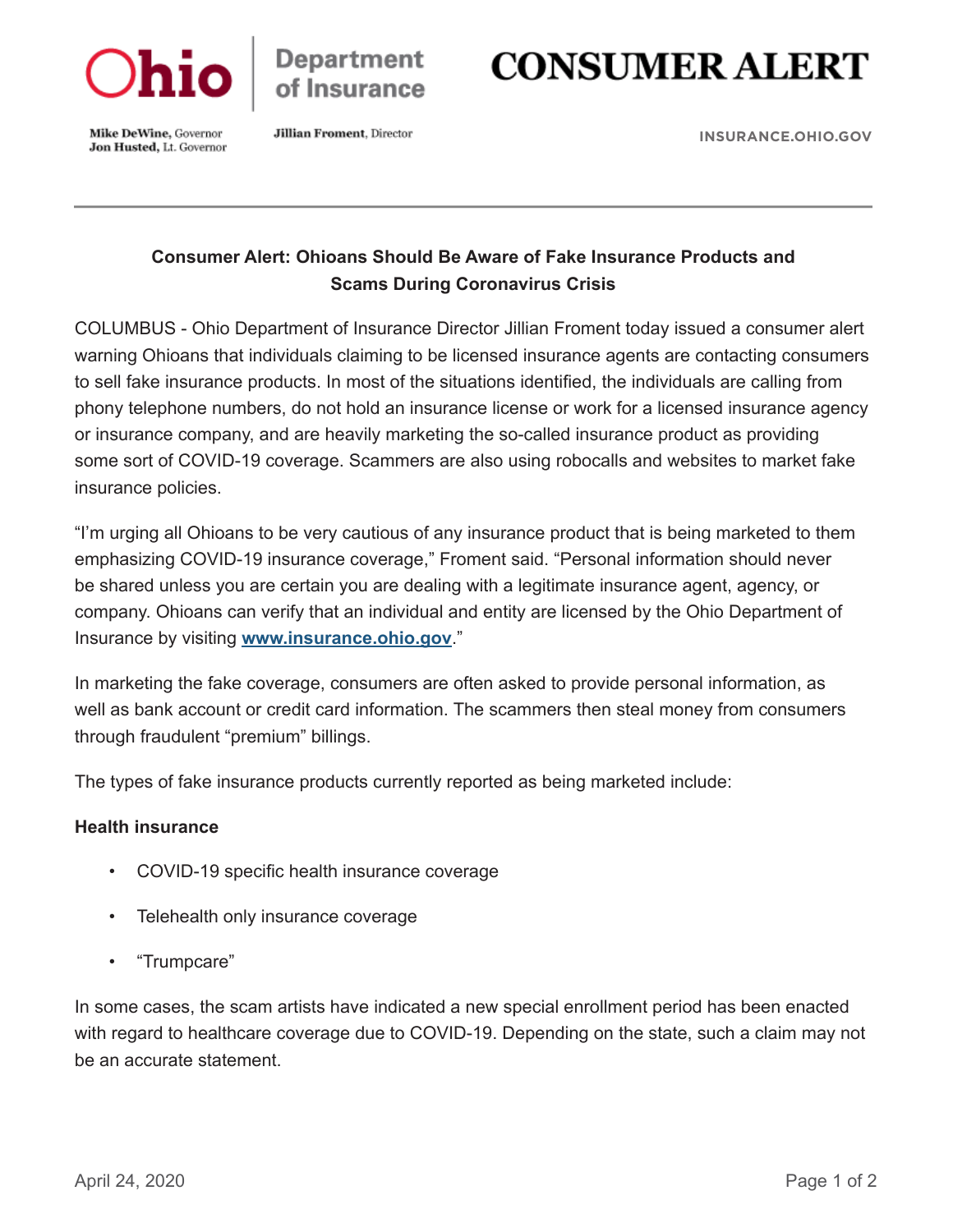Ohio Department of Insurance

# CONSUMER ALERT

**Mike DeWine**, Governor
**Jon Husted**, Lt. Governor

**Jillian Froment**, Director

INSURANCE.OHIO.GOV

---

## Consumer Alert: Ohioans Should Be Aware of Fake Insurance Products and Scams During Coronavirus Crisis

COLUMBUS - Ohio Department of Insurance Director Jillian Froment today issued a consumer alert warning Ohioans that individuals claiming to be licensed insurance agents are contacting consumers to sell fake insurance products. In most of the situations identified, the individuals are calling from phony telephone numbers, do not hold an insurance license or work for a licensed insurance agency or insurance company, and are heavily marketing the so-called insurance product as providing some sort of COVID-19 coverage. Scammers are also using robocalls and websites to market fake insurance policies.

"I'm urging all Ohioans to be very cautious of any insurance product that is being marketed to them emphasizing COVID-19 insurance coverage," Froment said. "Personal information should never be shared unless you are certain you are dealing with a legitimate insurance agent, agency, or company. Ohioans can verify that an individual and entity are licensed by the Ohio Department of Insurance by visiting **www.insurance.ohio.gov**."

In marketing the fake coverage, consumers are often asked to provide personal information, as well as bank account or credit card information. The scammers then steal money from consumers through fraudulent "premium" billings.

The types of fake insurance products currently reported as being marketed include:

**Health insurance**

- COVID-19 specific health insurance coverage
- Telehealth only insurance coverage
- "Trumpcare"

In some cases, the scam artists have indicated a new special enrollment period has been enacted with regard to healthcare coverage due to COVID-19. Depending on the state, such a claim may not be an accurate statement.

April 24, 2020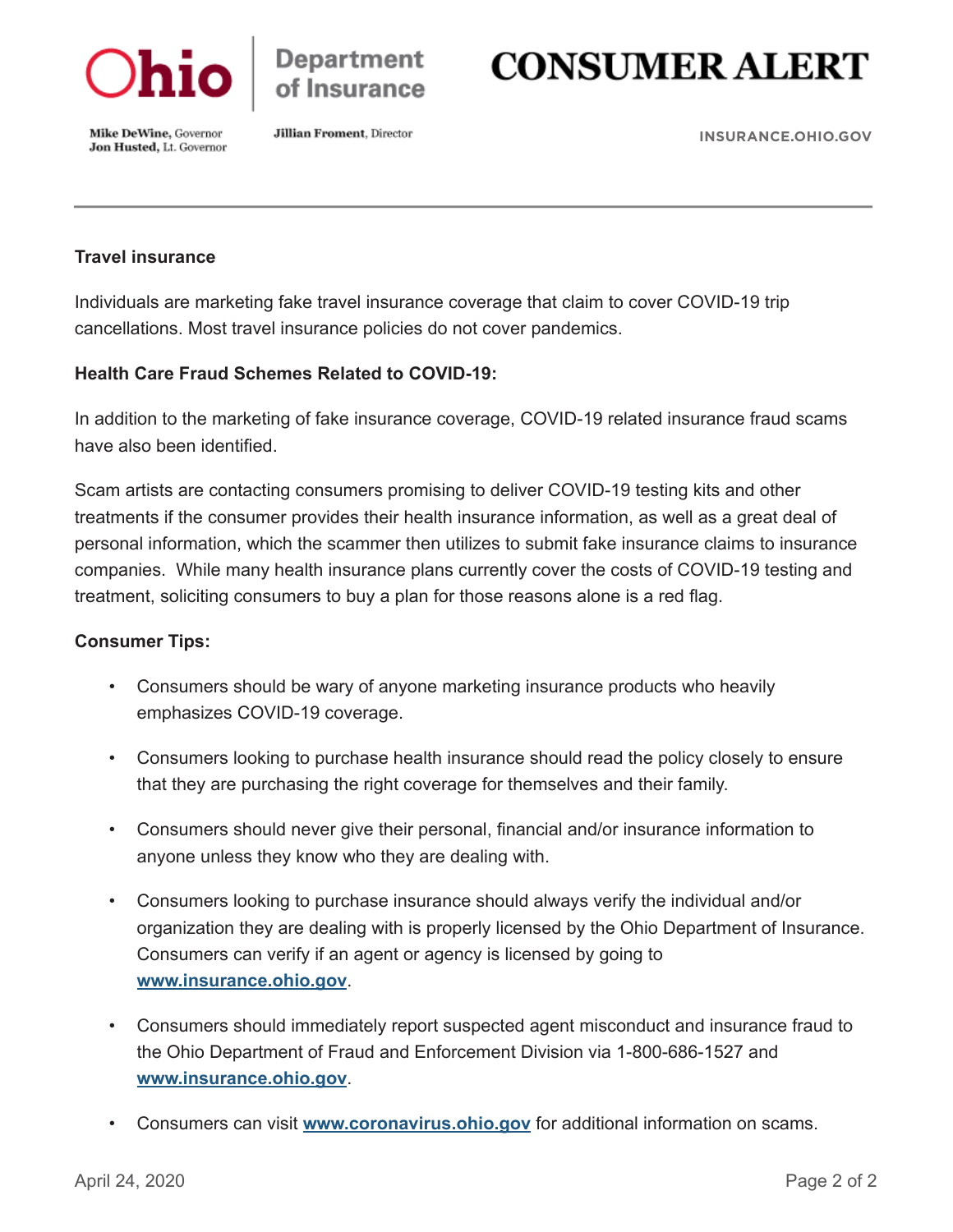# CONSUMER ALERT

**Ohio Department of Insurance**

**Mike DeWine**, Governor
**Jon Husted**, Lt. Governor

**Jillian Froment**, Director

INSURANCE.OHIO.GOV

---

**Travel insurance**

Individuals are marketing fake travel insurance coverage that claim to cover COVID-19 trip cancellations. Most travel insurance policies do not cover pandemics.

**Health Care Fraud Schemes Related to COVID-19:**

In addition to the marketing of fake insurance coverage, COVID-19 related insurance fraud scams have also been identified.

Scam artists are contacting consumers promising to deliver COVID-19 testing kits and other treatments if the consumer provides their health insurance information, as well as a great deal of personal information, which the scammer then utilizes to submit fake insurance claims to insurance companies. While many health insurance plans currently cover the costs of COVID-19 testing and treatment, soliciting consumers to buy a plan for those reasons alone is a red flag.

**Consumer Tips:**

- Consumers should be wary of anyone marketing insurance products who heavily emphasizes COVID-19 coverage.
- Consumers looking to purchase health insurance should read the policy closely to ensure that they are purchasing the right coverage for themselves and their family.
- Consumers should never give their personal, financial and/or insurance information to anyone unless they know who they are dealing with.
- Consumers looking to purchase insurance should always verify the individual and/or organization they are dealing with is properly licensed by the Ohio Department of Insurance. Consumers can verify if an agent or agency is licensed by going to **www.insurance.ohio.gov**.
- Consumers should immediately report suspected agent misconduct and insurance fraud to the Ohio Department of Fraud and Enforcement Division via 1-800-686-1527 and **www.insurance.ohio.gov**.
- Consumers can visit **www.coronavirus.ohio.gov** for additional information on scams.

April 24, 2020